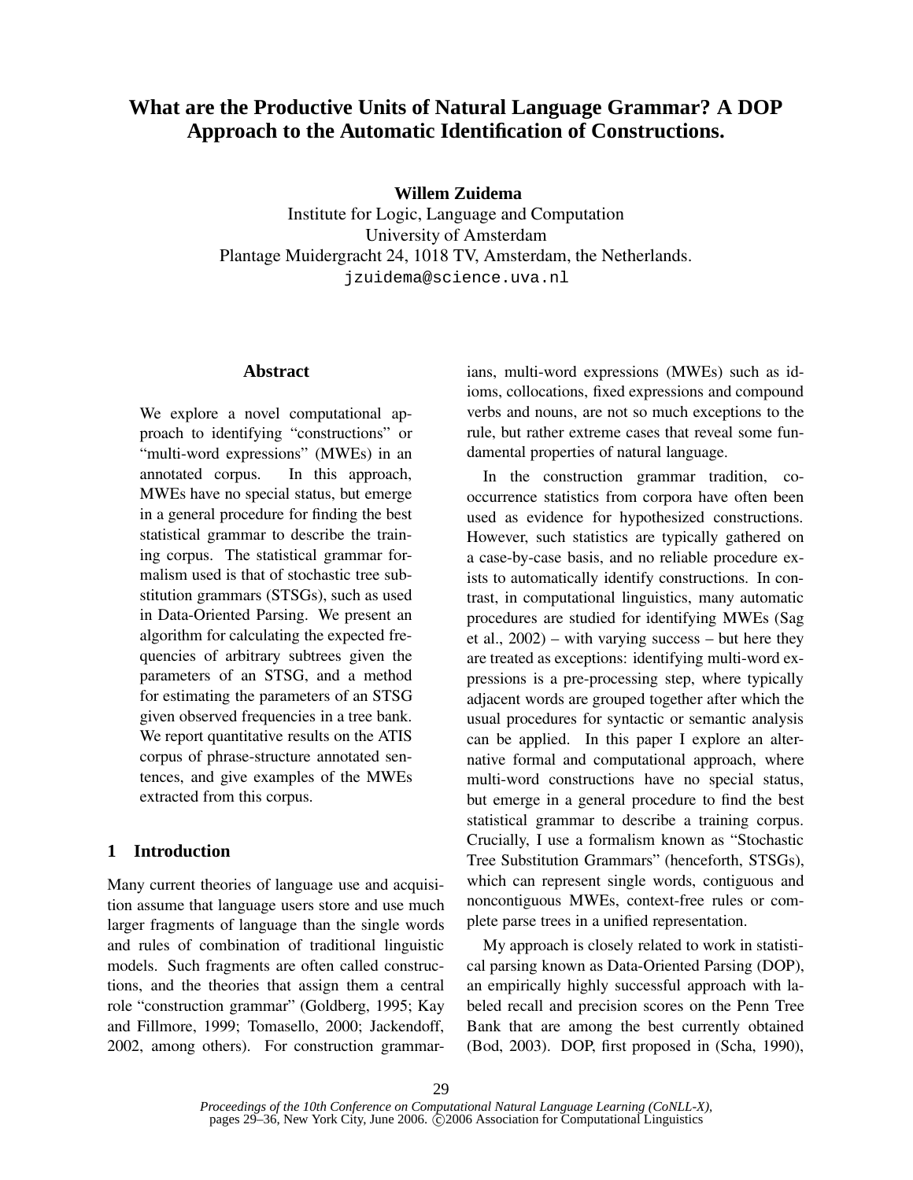# What are the Productive Units of Natural Language Grammar? A DOP Approach to the Automatic Identification of Constructions.

**Willem Zuidema**
Institute for Logic, Language and Computation
University of Amsterdam
Plantage Muidergracht 24, 1018 TV, Amsterdam, the Netherlands.
jzuidema@science.uva.nl

## Abstract

We explore a novel computational approach to identifying "constructions" or "multi-word expressions" (MWEs) in an annotated corpus. In this approach, MWEs have no special status, but emerge in a general procedure for finding the best statistical grammar to describe the training corpus. The statistical grammar formalism used is that of stochastic tree substitution grammars (STSGs), such as used in Data-Oriented Parsing. We present an algorithm for calculating the expected frequencies of arbitrary subtrees given the parameters of an STSG, and a method for estimating the parameters of an STSG given observed frequencies in a tree bank. We report quantitative results on the ATIS corpus of phrase-structure annotated sentences, and give examples of the MWEs extracted from this corpus.

## 1 Introduction

Many current theories of language use and acquisition assume that language users store and use much larger fragments of language than the single words and rules of combination of traditional linguistic models. Such fragments are often called constructions, and the theories that assign them a central role "construction grammar" (Goldberg, 1995; Kay and Fillmore, 1999; Tomasello, 2000; Jackendoff, 2002, among others). For construction grammarians, multi-word expressions (MWEs) such as idioms, collocations, fixed expressions and compound verbs and nouns, are not so much exceptions to the rule, but rather extreme cases that reveal some fundamental properties of natural language.

In the construction grammar tradition, co-occurrence statistics from corpora have often been used as evidence for hypothesized constructions. However, such statistics are typically gathered on a case-by-case basis, and no reliable procedure exists to automatically identify constructions. In contrast, in computational linguistics, many automatic procedures are studied for identifying MWEs (Sag et al., 2002) – with varying success – but here they are treated as exceptions: identifying multi-word expressions is a pre-processing step, where typically adjacent words are grouped together after which the usual procedures for syntactic or semantic analysis can be applied. In this paper I explore an alternative formal and computational approach, where multi-word constructions have no special status, but emerge in a general procedure to find the best statistical grammar to describe a training corpus. Crucially, I use a formalism known as "Stochastic Tree Substitution Grammars" (henceforth, STSGs), which can represent single words, contiguous and noncontiguous MWEs, context-free rules or complete parse trees in a unified representation.

My approach is closely related to work in statistical parsing known as Data-Oriented Parsing (DOP), an empirically highly successful approach with labeled recall and precision scores on the Penn Tree Bank that are among the best currently obtained (Bod, 2003). DOP, first proposed in (Scha, 1990),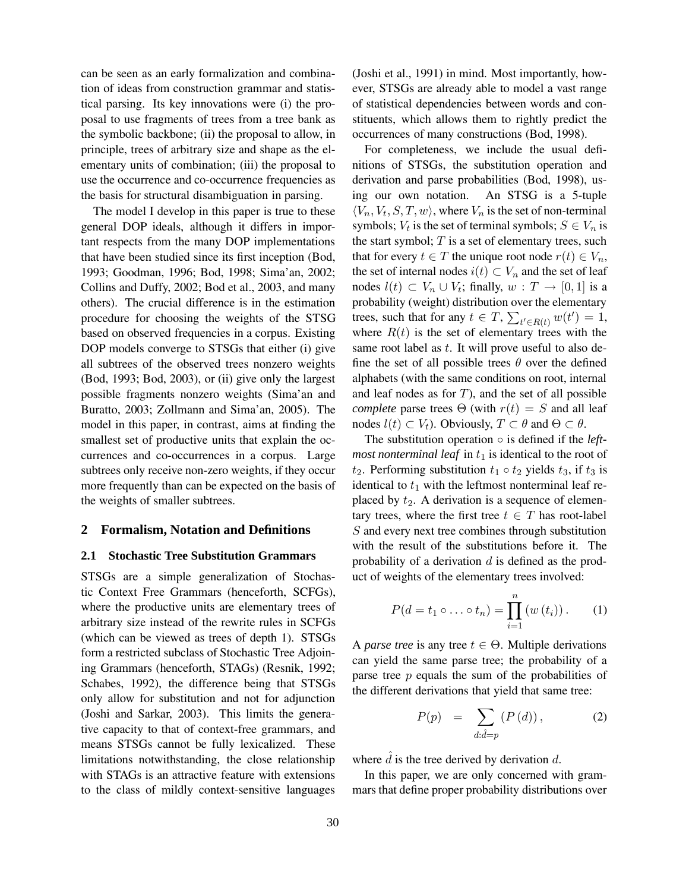can be seen as an early formalization and combination of ideas from construction grammar and statistical parsing. Its key innovations were (i) the proposal to use fragments of trees from a tree bank as the symbolic backbone; (ii) the proposal to allow, in principle, trees of arbitrary size and shape as the elementary units of combination; (iii) the proposal to use the occurrence and co-occurrence frequencies as the basis for structural disambiguation in parsing.

The model I develop in this paper is true to these general DOP ideals, although it differs in important respects from the many DOP implementations that have been studied since its first inception (Bod, 1993; Goodman, 1996; Bod, 1998; Sima'an, 2002; Collins and Duffy, 2002; Bod et al., 2003, and many others). The crucial difference is in the estimation procedure for choosing the weights of the STSG based on observed frequencies in a corpus. Existing DOP models converge to STSGs that either (i) give all subtrees of the observed trees nonzero weights (Bod, 1993; Bod, 2003), or (ii) give only the largest possible fragments nonzero weights (Sima'an and Buratto, 2003; Zollmann and Sima'an, 2005). The model in this paper, in contrast, aims at finding the smallest set of productive units that explain the occurrences and co-occurrences in a corpus. Large subtrees only receive non-zero weights, if they occur more frequently than can be expected on the basis of the weights of smaller subtrees.

## 2 Formalism, Notation and Definitions

### 2.1 Stochastic Tree Substitution Grammars

STSGs are a simple generalization of Stochastic Context Free Grammars (henceforth, SCFGs), where the productive units are elementary trees of arbitrary size instead of the rewrite rules in SCFGs (which can be viewed as trees of depth 1). STSGs form a restricted subclass of Stochastic Tree Adjoining Grammars (henceforth, STAGs) (Resnik, 1992; Schabes, 1992), the difference being that STSGs only allow for substitution and not for adjunction (Joshi and Sarkar, 2003). This limits the generative capacity to that of context-free grammars, and means STSGs cannot be fully lexicalized. These limitations notwithstanding, the close relationship with STAGs is an attractive feature with extensions to the class of mildly context-sensitive languages (Joshi et al., 1991) in mind. Most importantly, however, STSGs are already able to model a vast range of statistical dependencies between words and constituents, which allows them to rightly predict the occurrences of many constructions (Bod, 1998).

For completeness, we include the usual definitions of STSGs, the substitution operation and derivation and parse probabilities (Bod, 1998), using our own notation. An STSG is a 5-tuple $\langle V_n, V_t, S, T, w \rangle$, where $V_n$ is the set of non-terminal symbols; $V_t$ is the set of terminal symbols; $S \in V_n$ is the start symbol; $T$ is a set of elementary trees, such that for every $t \in T$ the unique root node $r(t) \in V_n$, the set of internal nodes $i(t) \subset V_n$ and the set of leaf nodes $l(t) \subset V_n \cup V_t$; finally, $w : T \rightarrow [0, 1]$ is a probability (weight) distribution over the elementary trees, such that for any $t \in T$, $\sum_{t' \in R(t)} w(t') = 1$, where $R(t)$ is the set of elementary trees with the same root label as $t$. It will prove useful to also define the set of all possible trees $\theta$ over the defined alphabets (with the same conditions on root, internal and leaf nodes as for $T$), and the set of all possible *complete* parse trees $\Theta$ (with $r(t) = S$ and all leaf nodes $l(t) \subset V_t$). Obviously, $T \subset \theta$ and $\Theta \subset \theta$.

The substitution operation $\circ$ is defined if the *leftmost nonterminal leaf* in $t_1$ is identical to the root of $t_2$. Performing substitution $t_1 \circ t_2$ yields $t_3$, if $t_3$ is identical to $t_1$ with the leftmost nonterminal leaf replaced by $t_2$. A derivation is a sequence of elementary trees, where the first tree $t \in T$ has root-label $S$ and every next tree combines through substitution with the result of the substitutions before it. The probability of a derivation $d$ is defined as the product of weights of the elementary trees involved:

$$P(d = t_1 \circ \ldots \circ t_n) = \prod_{i=1}^{n} \left( w\left(t_i\right) \right). \qquad (1)$$

A *parse tree* is any tree $t \in \Theta$. Multiple derivations can yield the same parse tree; the probability of a parse tree $p$ equals the sum of the probabilities of the different derivations that yield that same tree:

$$P(p) \quad = \quad \sum_{d : \hat{d} = p} \left( P\left(d\right) \right), \qquad (2)$$

where $\hat{d}$ is the tree derived by derivation $d$.

In this paper, we are only concerned with grammars that define proper probability distributions over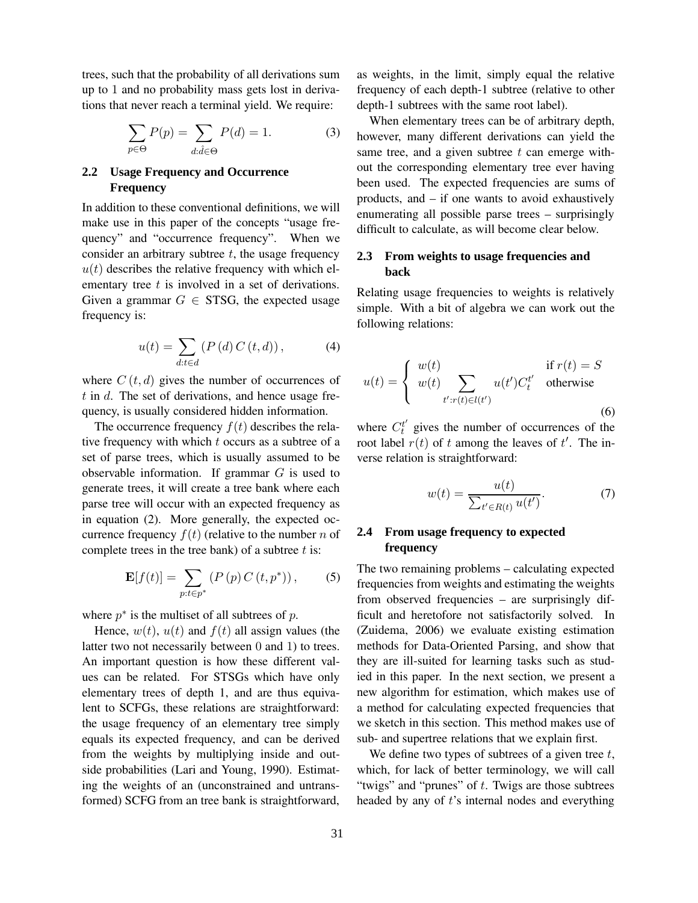trees, such that the probability of all derivations sum up to 1 and no probability mass gets lost in derivations that never reach a terminal yield. We require:

$$\sum_{p \in \Theta} P(p) = \sum_{d: \hat{d} \in \Theta} P(d) = 1. \quad (3)$$

### 2.2 Usage Frequency and Occurrence Frequency

In addition to these conventional definitions, we will make use in this paper of the concepts "usage frequency" and "occurrence frequency". When we consider an arbitrary subtree $t$, the usage frequency $u(t)$ describes the relative frequency with which elementary tree $t$ is involved in a set of derivations. Given a grammar $G \in$ STSG, the expected usage frequency is:

$$u(t) = \sum_{d: t \in d} \left( P\left(d\right) C\left(t, d\right) \right), \quad (4)$$

where $C(t, d)$ gives the number of occurrences of $t$ in $d$. The set of derivations, and hence usage frequency, is usually considered hidden information.

The occurrence frequency $f(t)$ describes the relative frequency with which $t$ occurs as a subtree of a set of parse trees, which is usually assumed to be observable information. If grammar $G$ is used to generate trees, it will create a tree bank where each parse tree will occur with an expected frequency as in equation (2). More generally, the expected occurrence frequency $f(t)$ (relative to the number $n$ of complete trees in the tree bank) of a subtree $t$ is:

$$\mathbf{E}[f(t)] = \sum_{p: t \in p^*} \left( P\left(p\right) C\left(t, p^*\right) \right), \quad (5)$$

where $p^*$ is the multiset of all subtrees of $p$.

Hence, $w(t)$, $u(t)$ and $f(t)$ all assign values (the latter two not necessarily between 0 and 1) to trees. An important question is how these different values can be related. For STSGs which have only elementary trees of depth 1, and are thus equivalent to SCFGs, these relations are straightforward: the usage frequency of an elementary tree simply equals its expected frequency, and can be derived from the weights by multiplying inside and outside probabilities (Lari and Young, 1990). Estimating the weights of an (unconstrained and untransformed) SCFG from an tree bank is straightforward, as weights, in the limit, simply equal the relative frequency of each depth-1 subtree (relative to other depth-1 subtrees with the same root label).

When elementary trees can be of arbitrary depth, however, many different derivations can yield the same tree, and a given subtree $t$ can emerge without the corresponding elementary tree ever having been used. The expected frequencies are sums of products, and – if one wants to avoid exhaustively enumerating all possible parse trees – surprisingly difficult to calculate, as will become clear below.

### 2.3 From weights to usage frequencies and back

Relating usage frequencies to weights is relatively simple. With a bit of algebra we can work out the following relations:

$$u(t) = \begin{cases} w(t) & \text{if } r(t) = S \\ w(t) \displaystyle\sum_{t': r(t) \in l(t')} u(t') C_t^{t'} & \text{otherwise} \end{cases} \quad (6)$$

where $C_t^{t'}$ gives the number of occurrences of the root label $r(t)$ of $t$ among the leaves of $t'$. The inverse relation is straightforward:

$$w(t) = \frac{u(t)}{\sum_{t' \in R(t)} u(t')}. \quad (7)$$

### 2.4 From usage frequency to expected frequency

The two remaining problems – calculating expected frequencies from weights and estimating the weights from observed frequencies – are surprisingly difficult and heretofore not satisfactorily solved. In (Zuidema, 2006) we evaluate existing estimation methods for Data-Oriented Parsing, and show that they are ill-suited for learning tasks such as studied in this paper. In the next section, we present a new algorithm for estimation, which makes use of a method for calculating expected frequencies that we sketch in this section. This method makes use of sub- and supertree relations that we explain first.

We define two types of subtrees of a given tree $t$, which, for lack of better terminology, we will call "twigs" and "prunes" of $t$. Twigs are those subtrees headed by any of $t$'s internal nodes and everything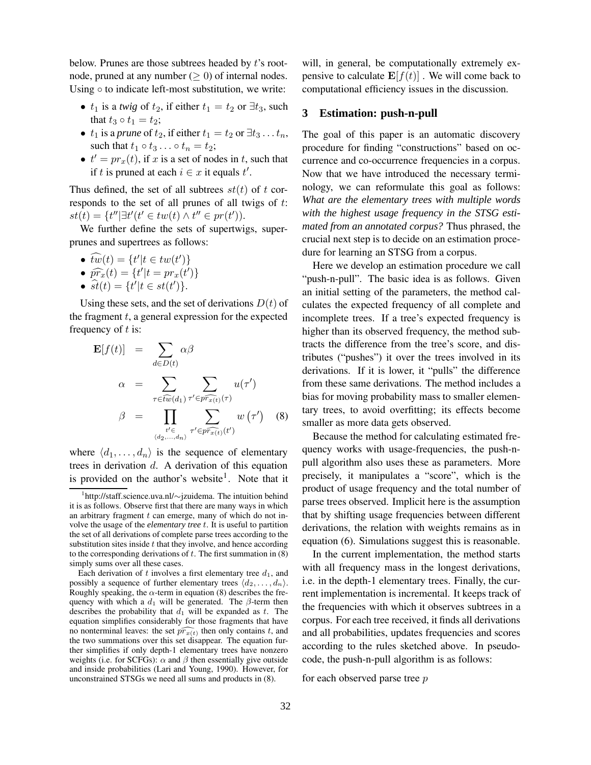below. Prunes are those subtrees headed by $t$'s root-node, pruned at any number ($\geq 0$) of internal nodes. Using $\circ$ to indicate left-most substitution, we write:

- $t_1$ is a *twig* of $t_2$, if either $t_1 = t_2$ or $\exists t_3$, such that $t_3 \circ t_1 = t_2$;
- $t_1$ is a *prune* of $t_2$, if either $t_1 = t_2$ or $\exists t_3 \dots t_n$, such that $t_1 \circ t_3 \dots \circ t_n = t_2$;
- $t' = pr_x(t)$, if $x$ is a set of nodes in $t$, such that if $t$ is pruned at each $i \in x$ it equals $t'$.

Thus defined, the set of all subtrees $st(t)$ of $t$ corresponds to the set of all prunes of all twigs of $t$: $st(t) = \{t'' | \exists t' (t' \in tw(t) \wedge t'' \in pr(t'))$.

We further define the sets of supertwigs, superprunes and supertrees as follows:

- $\widehat{tw}(t) = \{t' | t \in tw(t')\}$
- $\widehat{pr_x}(t) = \{t' | t = pr_x(t')\}$
- $\widehat{st}(t) = \{t' | t \in st(t')\}$.

Using these sets, and the set of derivations $D(t)$ of the fragment $t$, a general expression for the expected frequency of $t$ is:

$$
\begin{aligned}
\mathbf{E}[f(t)] &= \sum_{d \in D(t)} \alpha \beta \\
\alpha &= \sum_{\tau \in \widehat{tw}(d_1)} \sum_{\tau' \in \widehat{pr_{x(t)}}(\tau)} u(\tau') \\
\beta &= \prod_{\substack{t' \in \\ \langle d_2, \dots, d_n \rangle}} \sum_{\tau' \in \widehat{pr_{x(t)}}(t')} w(\tau') \qquad (8)
\end{aligned}
$$

where $\langle d_1, \dots, d_n \rangle$ is the sequence of elementary trees in derivation $d$. A derivation of this equation is provided on the author's website[1]. Note that it will, in general, be computationally extremely expensive to calculate $\mathbf{E}[f(t)]$ . We will come back to computational efficiency issues in the discussion.

[1] http://staff.science.uva.nl/~jzuidema. The intuition behind it is as follows. Observe first that there are many ways in which an arbitrary fragment $t$ can emerge, many of which do not involve the usage of the *elementary tree* $t$. It is useful to partition the set of all derivations of complete parse trees according to the substitution sites inside $t$ that they involve, and hence according to the corresponding derivations of $t$. The first summation in (8) simply sums over all these cases.

Each derivation of $t$ involves a first elementary tree $d_1$, and possibly a sequence of further elementary trees $\langle d_2, \dots, d_n \rangle$. Roughly speaking, the $\alpha$-term in equation (8) describes the frequency with which a $d_1$ will be generated. The $\beta$-term then describes the probability that $d_1$ will be expanded as $t$. The equation simplifies considerably for those fragments that have no nonterminal leaves: the set $\widehat{pr_{x(t)}}$ then only contains $t$, and the two summations over this set disappear. The equation further simplifies if only depth-1 elementary trees have nonzero weights (i.e. for SCFGs): $\alpha$ and $\beta$ then essentially give outside and inside probabilities (Lari and Young, 1990). However, for unconstrained STSGs we need all sums and products in (8).

## 3 Estimation: push-n-pull

The goal of this paper is an automatic discovery procedure for finding "constructions" based on occurrence and co-occurrence frequencies in a corpus. Now that we have introduced the necessary terminology, we can reformulate this goal as follows: *What are the elementary trees with multiple words with the highest usage frequency in the STSG estimated from an annotated corpus?* Thus phrased, the crucial next step is to decide on an estimation procedure for learning an STSG from a corpus.

Here we develop an estimation procedure we call "push-n-pull". The basic idea is as follows. Given an initial setting of the parameters, the method calculates the expected frequency of all complete and incomplete trees. If a tree's expected frequency is higher than its observed frequency, the method subtracts the difference from the tree's score, and distributes ("pushes") it over the trees involved in its derivations. If it is lower, it "pulls" the difference from these same derivations. The method includes a bias for moving probability mass to smaller elementary trees, to avoid overfitting; its effects become smaller as more data gets observed.

Because the method for calculating estimated frequency works with usage-frequencies, the push-n-pull algorithm also uses these as parameters. More precisely, it manipulates a "score", which is the product of usage frequency and the total number of parse trees observed. Implicit here is the assumption that by shifting usage frequencies between different derivations, the relation with weights remains as in equation (6). Simulations suggest this is reasonable.

In the current implementation, the method starts with all frequency mass in the longest derivations, i.e. in the depth-1 elementary trees. Finally, the current implementation is incremental. It keeps track of the frequencies with which it observes subtrees in a corpus. For each tree received, it finds all derivations and all probabilities, updates frequencies and scores according to the rules sketched above. In pseudocode, the push-n-pull algorithm is as follows:

for each observed parse tree $p$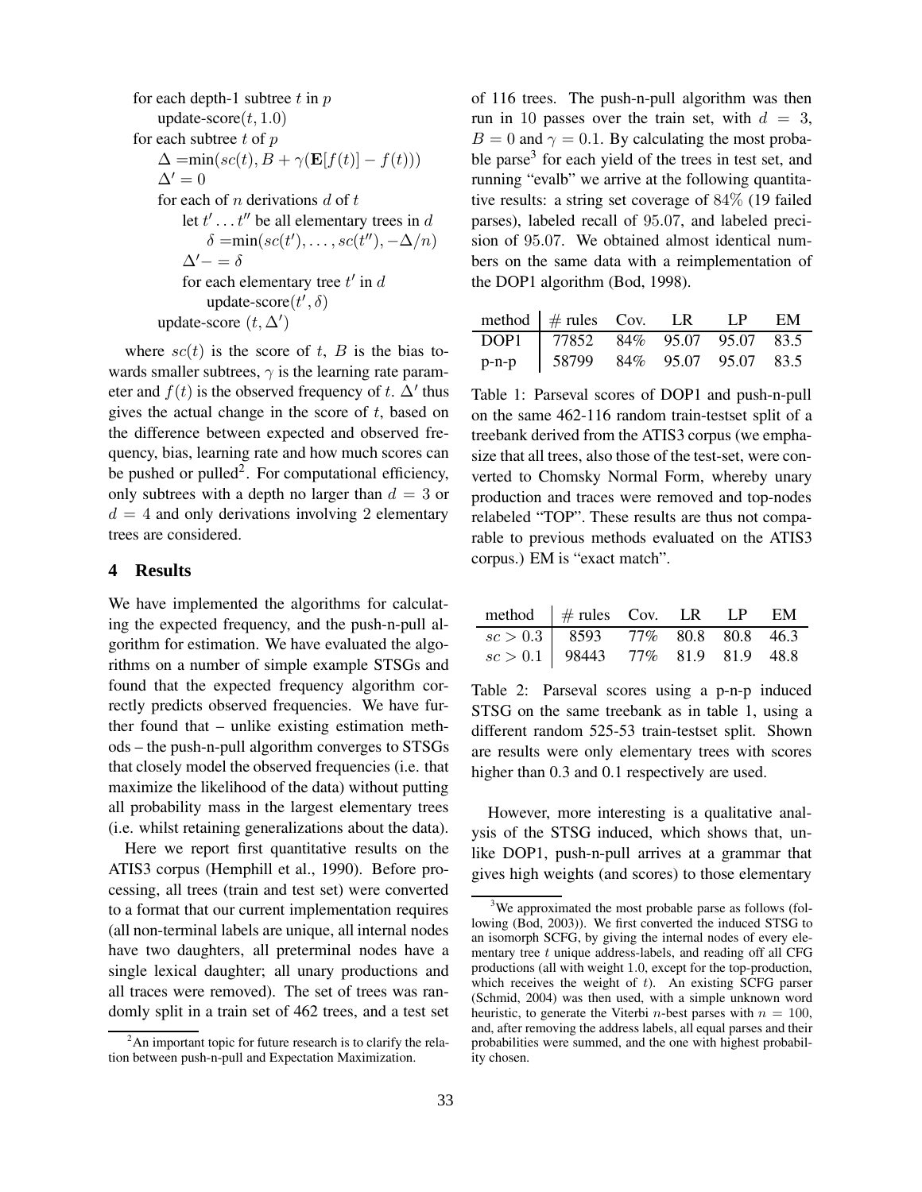for each depth-1 subtree $t$ in $p$
    update-score$(t, 1.0)$
for each subtree $t$ of $p$
    $\Delta = \min(sc(t), B + \gamma(\mathbf{E}[f(t)] - f(t)))$
    $\Delta' = 0$
    for each of $n$ derivations $d$ of $t$
        let $t' \ldots t''$ be all elementary trees in $d$
            $\delta = \min(sc(t'), \ldots, sc(t''), -\Delta/n)$
        $\Delta' -= \delta$
        for each elementary tree $t'$ in $d$
            update-score$(t', \delta)$
    update-score $(t, \Delta')$

where $sc(t)$ is the score of $t$, $B$ is the bias towards smaller subtrees, $\gamma$ is the learning rate parameter and $f(t)$ is the observed frequency of $t$. $\Delta'$ thus gives the actual change in the score of $t$, based on the difference between expected and observed frequency, bias, learning rate and how much scores can be pushed or pulled[2]. For computational efficiency, only subtrees with a depth no larger than $d = 3$ or $d = 4$ and only derivations involving 2 elementary trees are considered.

## 4 Results

We have implemented the algorithms for calculating the expected frequency, and the push-n-pull algorithm for estimation. We have evaluated the algorithms on a number of simple example STSGs and found that the expected frequency algorithm correctly predicts observed frequencies. We have further found that – unlike existing estimation methods – the push-n-pull algorithm converges to STSGs that closely model the observed frequencies (i.e. that maximize the likelihood of the data) without putting all probability mass in the largest elementary trees (i.e. whilst retaining generalizations about the data).

Here we report first quantitative results on the ATIS3 corpus (Hemphill et al., 1990). Before processing, all trees (train and test set) were converted to a format that our current implementation requires (all non-terminal labels are unique, all internal nodes have two daughters, all preterminal nodes have a single lexical daughter; all unary productions and all traces were removed). The set of trees was randomly split in a train set of 462 trees, and a test set of 116 trees. The push-n-pull algorithm was then run in 10 passes over the train set, with $d = 3$, $B = 0$ and $\gamma = 0.1$. By calculating the most probable parse[3] for each yield of the trees in test set, and running "evalb" we arrive at the following quantitative results: a string set coverage of 84% (19 failed parses), labeled recall of 95.07, and labeled precision of 95.07. We obtained almost identical numbers on the same data with a reimplementation of the DOP1 algorithm (Bod, 1998).

| method | # rules | Cov. | LR | LP | EM |
|---|---|---|---|---|---|
| DOP1 | 77852 | 84% | 95.07 | 95.07 | 83.5 |
| p-n-p | 58799 | 84% | 95.07 | 95.07 | 83.5 |

Table 1: Parseval scores of DOP1 and push-n-pull on the same 462-116 random train-testset split of a treebank derived from the ATIS3 corpus (we emphasize that all trees, also those of the test-set, were converted to Chomsky Normal Form, whereby unary production and traces were removed and top-nodes relabeled "TOP". These results are thus not comparable to previous methods evaluated on the ATIS3 corpus.) EM is "exact match".

| method | # rules | Cov. | LR | LP | EM |
|---|---|---|---|---|---|
| $sc > 0.3$ | 8593 | 77% | 80.8 | 80.8 | 46.3 |
| $sc > 0.1$ | 98443 | 77% | 81.9 | 81.9 | 48.8 |

Table 2: Parseval scores using a p-n-p induced STSG on the same treebank as in table 1, using a different random 525-53 train-testset split. Shown are results were only elementary trees with scores higher than 0.3 and 0.1 respectively are used.

However, more interesting is a qualitative analysis of the STSG induced, which shows that, unlike DOP1, push-n-pull arrives at a grammar that gives high weights (and scores) to those elementary

[2] An important topic for future research is to clarify the relation between push-n-pull and Expectation Maximization.

[3] We approximated the most probable parse as follows (following (Bod, 2003)). We first converted the induced STSG to an isomorph SCFG, by giving the internal nodes of every elementary tree $t$ unique address-labels, and reading off all CFG productions (all with weight 1.0, except for the top-production, which receives the weight of $t$). An existing SCFG parser (Schmid, 2004) was then used, with a simple unknown word heuristic, to generate the Viterbi $n$-best parses with $n = 100$, and, after removing the address labels, all equal parses and their probabilities were summed, and the one with highest probability chosen.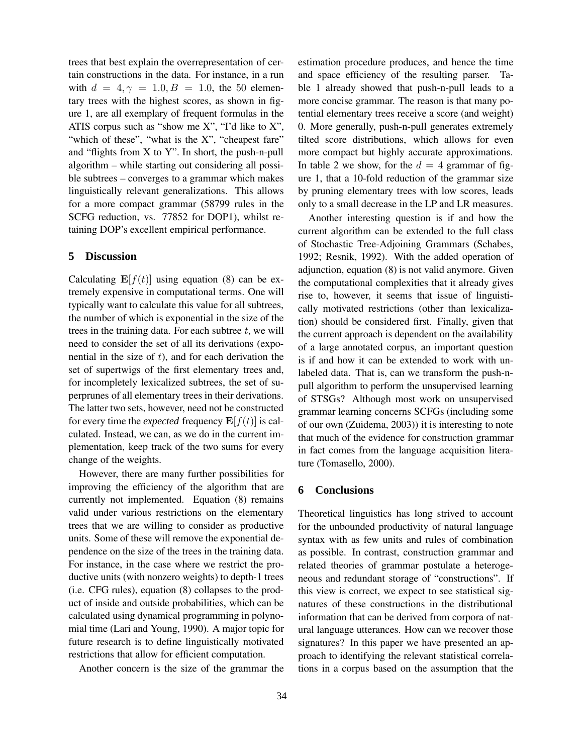trees that best explain the overrepresentation of certain constructions in the data. For instance, in a run with $d = 4, \gamma = 1.0, B = 1.0$, the 50 elementary trees with the highest scores, as shown in figure 1, are all exemplary of frequent formulas in the ATIS corpus such as "show me X", "I'd like to X", "which of these", "what is the X", "cheapest fare" and "flights from X to Y". In short, the push-n-pull algorithm – while starting out considering all possible subtrees – converges to a grammar which makes linguistically relevant generalizations. This allows for a more compact grammar (58799 rules in the SCFG reduction, vs. 77852 for DOP1), whilst retaining DOP's excellent empirical performance.

## 5 Discussion

Calculating $\mathbf{E}[f(t)]$ using equation (8) can be extremely expensive in computational terms. One will typically want to calculate this value for all subtrees, the number of which is exponential in the size of the trees in the training data. For each subtree $t$, we will need to consider the set of all its derivations (exponential in the size of $t$), and for each derivation the set of supertwigs of the first elementary trees and, for incompletely lexicalized subtrees, the set of superprunes of all elementary trees in their derivations. The latter two sets, however, need not be constructed for every time the *expected* frequency $\mathbf{E}[f(t)]$ is calculated. Instead, we can, as we do in the current implementation, keep track of the two sums for every change of the weights.

However, there are many further possibilities for improving the efficiency of the algorithm that are currently not implemented. Equation (8) remains valid under various restrictions on the elementary trees that we are willing to consider as productive units. Some of these will remove the exponential dependence on the size of the trees in the training data. For instance, in the case where we restrict the productive units (with nonzero weights) to depth-1 trees (i.e. CFG rules), equation (8) collapses to the product of inside and outside probabilities, which can be calculated using dynamical programming in polynomial time (Lari and Young, 1990). A major topic for future research is to define linguistically motivated restrictions that allow for efficient computation.

Another concern is the size of the grammar the estimation procedure produces, and hence the time and space efficiency of the resulting parser. Table 1 already showed that push-n-pull leads to a more concise grammar. The reason is that many potential elementary trees receive a score (and weight) 0. More generally, push-n-pull generates extremely tilted score distributions, which allows for even more compact but highly accurate approximations. In table 2 we show, for the $d = 4$ grammar of figure 1, that a 10-fold reduction of the grammar size by pruning elementary trees with low scores, leads only to a small decrease in the LP and LR measures.

Another interesting question is if and how the current algorithm can be extended to the full class of Stochastic Tree-Adjoining Grammars (Schabes, 1992; Resnik, 1992). With the added operation of adjunction, equation (8) is not valid anymore. Given the computational complexities that it already gives rise to, however, it seems that issue of linguistically motivated restrictions (other than lexicalization) should be considered first. Finally, given that the current approach is dependent on the availability of a large annotated corpus, an important question is if and how it can be extended to work with unlabeled data. That is, can we transform the push-n-pull algorithm to perform the unsupervised learning of STSGs? Although most work on unsupervised grammar learning concerns SCFGs (including some of our own (Zuidema, 2003)) it is interesting to note that much of the evidence for construction grammar in fact comes from the language acquisition literature (Tomasello, 2000).

## 6 Conclusions

Theoretical linguistics has long strived to account for the unbounded productivity of natural language syntax with as few units and rules of combination as possible. In contrast, construction grammar and related theories of grammar postulate a heterogeneous and redundant storage of "constructions". If this view is correct, we expect to see statistical signatures of these constructions in the distributional information that can be derived from corpora of natural language utterances. How can we recover those signatures? In this paper we have presented an approach to identifying the relevant statistical correlations in a corpus based on the assumption that the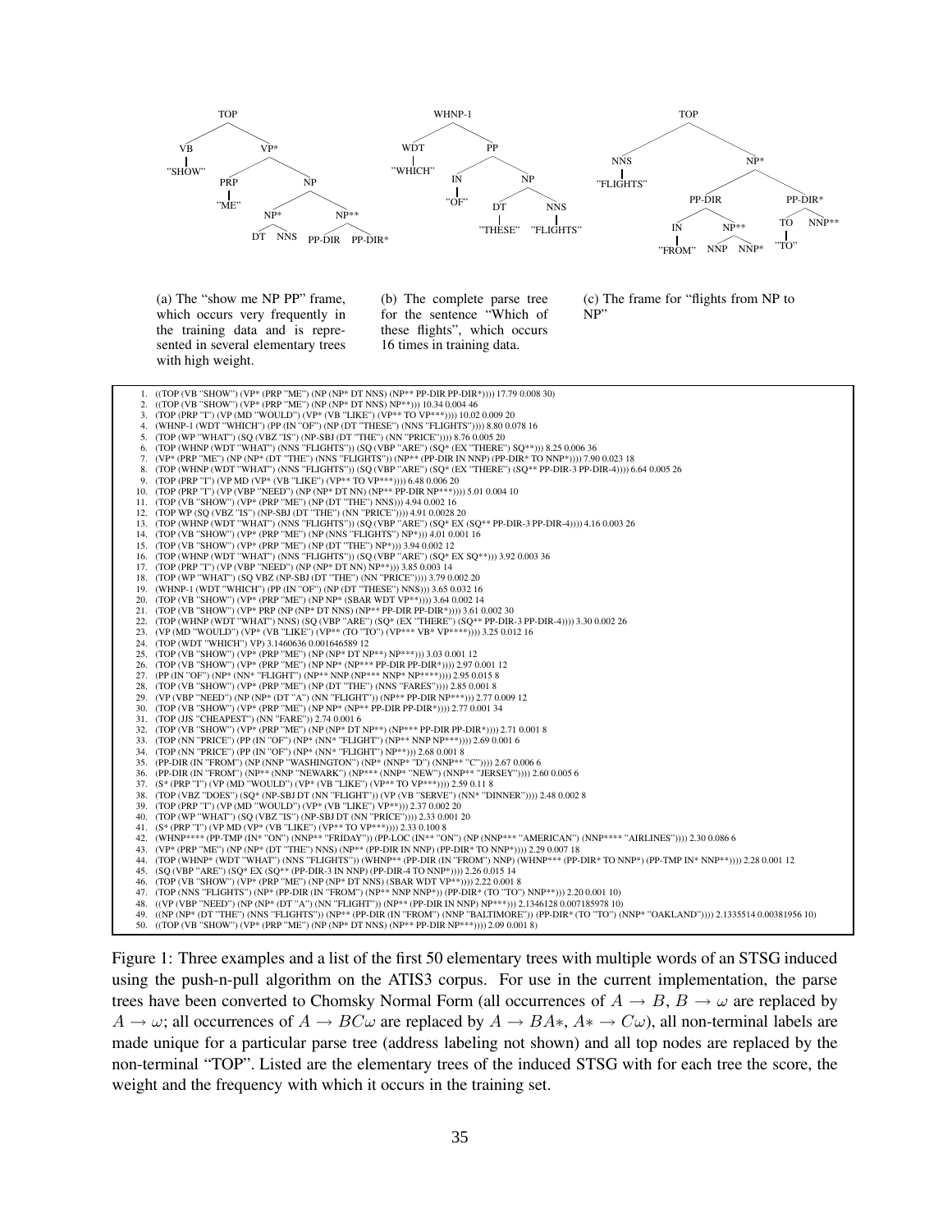(a) The "show me NP PP" frame, which occurs very frequently in the training data and is represented in several elementary trees with high weight.

(b) The complete parse tree for the sentence "Which of these flights", which occurs 16 times in training data.

(c) The frame for "flights from NP to NP"

```
1. ((TOP (VB "SHOW") (VP* (PRP "ME") (NP (NP* DT NNS) (NP** PP-DIR PP-DIR*)))) 17.79 0.008 30)
2. ((TOP (VB "SHOW") (VP* (PRP "ME") (NP (NP* DT NNS) NP**))) 10.34 0.004 46
3. (TOP (PRP "I") (VP (MD "WOULD") (VP* (VB "LIKE") (VP** TO VP***)))) 10.02 0.009 20
4. (WHNP-1 (WDT "WHICH") (PP (IN "OF") (NP (DT "THESE") (NNS "FLIGHTS")))) 8.80 0.078 16
5. (TOP (WP "WHAT") (SQ (VBZ "IS") (NP-SBJ (DT "THE") (NN "PRICE")))) 8.76 0.005 20
6. (TOP (WHNP (WDT "WHAT") (NNS "FLIGHTS")) (SQ (VBP "ARE") (SQ* (EX "THERE") SQ**))) 8.25 0.006 36
7. (VP* (PRP "ME") (NP (NP* (DT "THE") (NNS "FLIGHTS")) (NP** (PP-DIR IN NNP) (PP-DIR* TO NNP*)))) 7.90 0.023 18
8. (TOP (WHNP (WDT "WHAT") (NNS "FLIGHTS")) (SQ (VBP "ARE") (SQ* (EX "THERE") (SQ** PP-DIR-3 PP-DIR-4)))) 6.64 0.005 26
9. (TOP (PRP "I") (VP MD (VP* (VB "LIKE") (VP** TO VP***)))) 6.48 0.006 20
10. (TOP (PRP "I") (VP (VBP "NEED") (NP (NP* DT NN) (NP** PP-DIR NP***)))) 5.01 0.004 10
11. (TOP (VB "SHOW") (VP* (PRP "ME") (NP (DT "THE") NNS))) 4.94 0.002 16
12. (TOP WP (SQ (VBZ "IS") (NP-SBJ (DT "THE") (NN "PRICE")))) 4.91 0.0028 20
13. (TOP (WHNP (WDT "WHAT") (NNS "FLIGHTS")) (SQ (VBP "ARE") (SQ* EX (SQ** PP-DIR-3 PP-DIR-4)))) 4.16 0.003 26
14. (TOP (VB "SHOW") (VP* (PRP "ME") (NP (NNS "FLIGHTS") NP*))) 4.01 0.001 16
15. (TOP (VB "SHOW") (VP* (PRP "ME") (NP (DT "THE") NP*))) 3.94 0.002 12
16. (TOP (WHNP (WDT "WHAT") (NNS "FLIGHTS")) (SQ (VBP "ARE") (SQ* EX SQ**))) 3.92 0.003 36
17. (TOP (PRP "I") (VP (VBP "NEED") (NP (NP* DT NN) NP**))) 3.85 0.003 14
18. (TOP (WP "WHAT") (SQ VBZ (NP-SBJ (DT "THE") (NN "PRICE")))) 3.79 0.002 20
19. (WHNP-1 (WDT "WHICH") (PP (IN "OF") (NP (DT "THESE") NNS))) 3.65 0.032 16
20. (TOP (VB "SHOW") (VP* (PRP "ME") (NP NP* (SBAR WDT VP**)))) 3.64 0.002 14
21. (TOP (VB "SHOW") (VP* PRP (NP (NP* DT NNS) (NP** PP-DIR PP-DIR*)))) 3.61 0.002 30
22. (TOP (WHNP (WDT "WHAT") NNS) (SQ (VBP "ARE") (SQ* (EX "THERE") (SQ** PP-DIR-3 PP-DIR-4)))) 3.30 0.002 26
23. (VP (MD "WOULD") (VP* (VB "LIKE") (VP** (TO "TO") (VP*** VB* VP****)))) 3.25 0.012 16
24. (TOP (WDT "WHICH") VP) 3.1460636 0.001646589 12
25. (TOP (VB "SHOW") (VP* (PRP "ME") (NP (NP* DT NP**) NP***))) 3.03 0.001 12
26. (TOP (VB "SHOW") (VP* (PRP "ME") (NP NP* (NP*** PP-DIR PP-DIR*)))) 2.97 0.001 12
27. (PP (IN "OF") (NP* (NN* "FLIGHT") (NP** NNP (NP*** NNP* NP****)))) 2.95 0.015 8
28. (TOP (VB "SHOW") (VP* (PRP "ME") (NP (DT "THE") (NNS "FARES")))) 2.85 0.001 8
29. (VP (VBP "NEED") (NP (NP* (DT "A") (NN "FLIGHT")) (NP** PP-DIR NP***))) 2.77 0.009 12
30. (TOP (VB "SHOW") (VP* (PRP "ME") (NP NP* (NP** PP-DIR PP-DIR*)))) 2.77 0.001 34
31. (TOP (JJS "CHEAPEST") (NN "FARE")) 2.74 0.001 6
32. (TOP (VB "SHOW") (VP* (PRP "ME") (NP (NP* DT NP**) (NP*** PP-DIR PP-DIR*)))) 2.71 0.001 8
33. (TOP (NN "PRICE") (PP (IN "OF") (NP* (NN* "FLIGHT") (NP** NNP NP***)))) 2.69 0.001 6
34. (TOP (NN "PRICE") (PP (IN "OF") (NP* (NN* "FLIGHT") NP**))) 2.68 0.001 8
35. (PP-DIR (IN "FROM") (NP (NNP "WASHINGTON") (NP* (NNP* "D") (NNP** "C")))) 2.67 0.006 6
36. (PP-DIR (IN "FROM") (NP** (NNP "NEWARK") (NP*** (NNP* "NEW") (NNP** "JERSEY")))) 2.60 0.005 6
37. (S* (PRP "I") (VP (MD "WOULD") (VP* (VB "LIKE") (VP** TO VP***)))) 2.59 0.11 8
38. (TOP (VBZ "DOES") (SQ* (NP-SBJ DT (NN "FLIGHT")) (VP (VB "SERVE") (NN* "DINNER")))) 2.48 0.002 8
39. (TOP (PRP "I") (VP (MD "WOULD") (VP* (VB "LIKE") VP**))) 2.37 0.002 20
40. (TOP (WP "WHAT") (SQ (VBZ "IS") (NP-SBJ DT (NN "PRICE")))) 2.33 0.001 20
41. (S* (PRP "I") (VP MD (VP* (VB "LIKE") (VP** TO VP***)))) 2.33 0.100 8
42. (WHNP**** (PP-TMP (IN** "ON") (NNP** "FRIDAY")) (PP-LOC (IN** "ON") (NP (NNP*** "AMERICAN") (NNP**** "AIRLINES")))) 2.30 0.086 6
43. (VP* (PRP "ME") (NP (NP* (DT "THE") NNS) (NP** (PP-DIR IN NNP) (PP-DIR* TO NNP*)))) 2.29 0.007 18
44. (TOP (WHNP* (WDT "WHAT") (NNS "FLIGHTS")) (WHNP** (PP-DIR (IN "FROM") NNP) (WHNP*** (PP-DIR* TO NNP*) (PP-TMP IN* NNP**)))) 2.28 0.001 12
45. (SQ (VBP "ARE") (SQ* EX (SQ** (PP-DIR-3 IN NNP) (PP-DIR-4 TO NNP*)))) 2.26 0.015 14
46. (TOP (VB "SHOW") (VP* (PRP "ME") (NP (NP* DT NNS) (SBAR WDT VP**)))) 2.22 0.001 8
47. (TOP (NNS "FLIGHTS") (NP* (PP-DIR (IN "FROM") (NP** NNP NNP*)) (PP-DIR* (TO "TO") NNP**))) 2.20 0.001 10)
48. ((VP (VBP "NEED") (NP (NP* (DT "A") (NN "FLIGHT")) (NP** (PP-DIR IN NNP) NP***))) 2.1346128 0.007185978 10)
49. ((NP (NP* (DT "THE") (NNS "FLIGHTS")) (NP** (PP-DIR (IN "FROM") (NNP "BALTIMORE")) (PP-DIR* (TO "TO") (NNP* "OAKLAND"))))) 2.1335514 0.00381956 10)
50. ((TOP (VB "SHOW") (VP* (PRP "ME") (NP (NP* DT NNS) (NP** PP-DIR NP***)))) 2.09 0.001 8)
```

Figure 1: Three examples and a list of the first 50 elementary trees with multiple words of an STSG induced using the push-n-pull algorithm on the ATIS3 corpus. For use in the current implementation, the parse trees have been converted to Chomsky Normal Form (all occurrences of $A \rightarrow B$, $B \rightarrow \omega$ are replaced by $A \rightarrow \omega$; all occurrences of $A \rightarrow BC\omega$ are replaced by $A \rightarrow BA*$, $A* \rightarrow C\omega$), all non-terminal labels are made unique for a particular parse tree (address labeling not shown) and all top nodes are replaced by the non-terminal "TOP". Listed are the elementary trees of the induced STSG with for each tree the score, the weight and the frequency with which it occurs in the training set.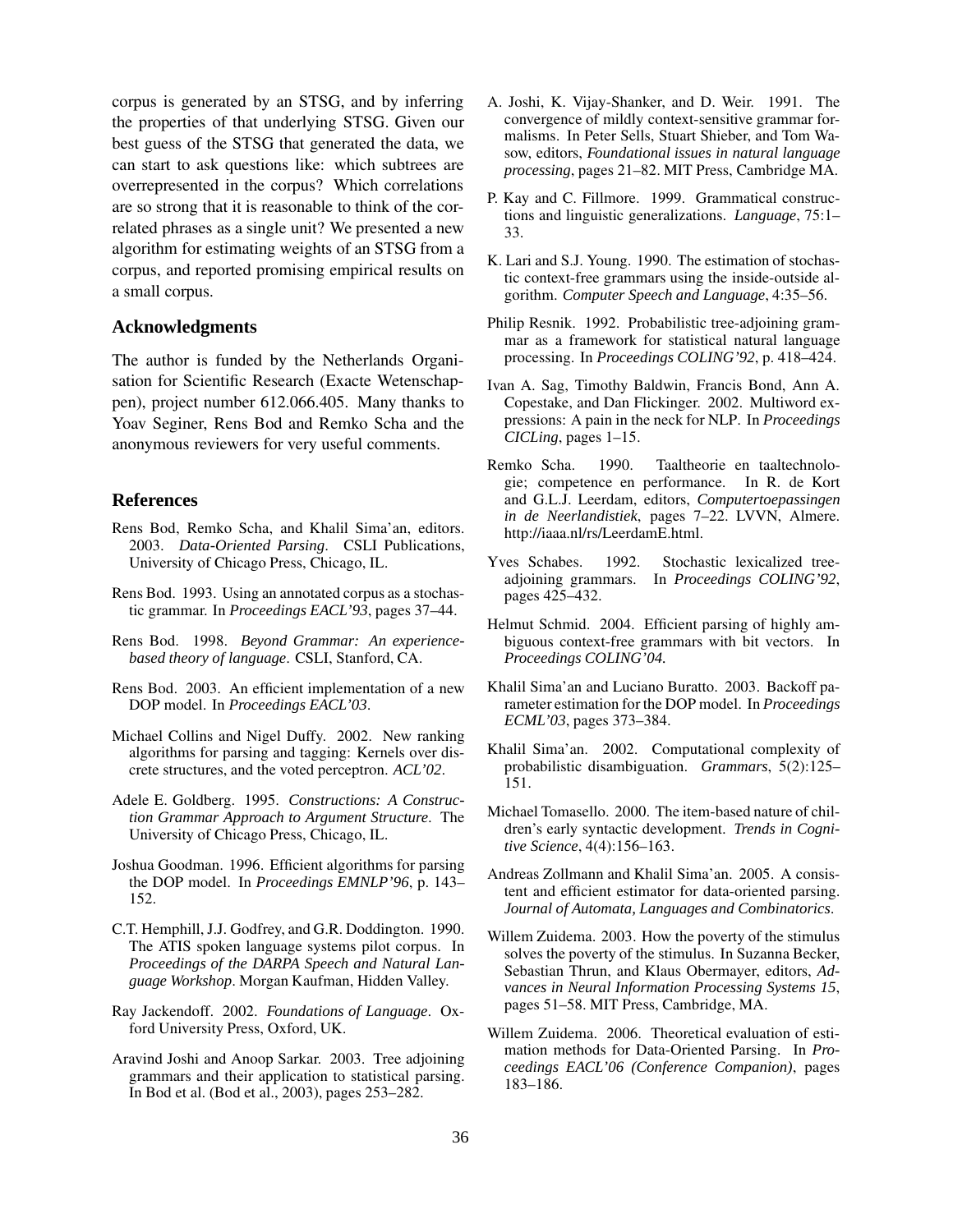corpus is generated by an STSG, and by inferring the properties of that underlying STSG. Given our best guess of the STSG that generated the data, we can start to ask questions like: which subtrees are overrepresented in the corpus? Which correlations are so strong that it is reasonable to think of the correlated phrases as a single unit? We presented a new algorithm for estimating weights of an STSG from a corpus, and reported promising empirical results on a small corpus.

## Acknowledgments

The author is funded by the Netherlands Organisation for Scientific Research (Exacte Wetenschappen), project number 612.066.405. Many thanks to Yoav Seginer, Rens Bod and Remko Scha and the anonymous reviewers for very useful comments.

## References

Rens Bod, Remko Scha, and Khalil Sima'an, editors. 2003. *Data-Oriented Parsing*. CSLI Publications, University of Chicago Press, Chicago, IL.

Rens Bod. 1993. Using an annotated corpus as a stochastic grammar. In *Proceedings EACL'93*, pages 37–44.

Rens Bod. 1998. *Beyond Grammar: An experience-based theory of language*. CSLI, Stanford, CA.

Rens Bod. 2003. An efficient implementation of a new DOP model. In *Proceedings EACL'03*.

Michael Collins and Nigel Duffy. 2002. New ranking algorithms for parsing and tagging: Kernels over discrete structures, and the voted perceptron. *ACL'02*.

Adele E. Goldberg. 1995. *Constructions: A Construction Grammar Approach to Argument Structure*. The University of Chicago Press, Chicago, IL.

Joshua Goodman. 1996. Efficient algorithms for parsing the DOP model. In *Proceedings EMNLP'96*, p. 143–152.

C.T. Hemphill, J.J. Godfrey, and G.R. Doddington. 1990. The ATIS spoken language systems pilot corpus. In *Proceedings of the DARPA Speech and Natural Language Workshop*. Morgan Kaufman, Hidden Valley.

Ray Jackendoff. 2002. *Foundations of Language*. Oxford University Press, Oxford, UK.

Aravind Joshi and Anoop Sarkar. 2003. Tree adjoining grammars and their application to statistical parsing. In Bod et al. (Bod et al., 2003), pages 253–282.

A. Joshi, K. Vijay-Shanker, and D. Weir. 1991. The convergence of mildly context-sensitive grammar formalisms. In Peter Sells, Stuart Shieber, and Tom Wasow, editors, *Foundational issues in natural language processing*, pages 21–82. MIT Press, Cambridge MA.

P. Kay and C. Fillmore. 1999. Grammatical constructions and linguistic generalizations. *Language*, 75:1–33.

K. Lari and S.J. Young. 1990. The estimation of stochastic context-free grammars using the inside-outside algorithm. *Computer Speech and Language*, 4:35–56.

Philip Resnik. 1992. Probabilistic tree-adjoining grammar as a framework for statistical natural language processing. In *Proceedings COLING'92*, p. 418–424.

Ivan A. Sag, Timothy Baldwin, Francis Bond, Ann A. Copestake, and Dan Flickinger. 2002. Multiword expressions: A pain in the neck for NLP. In *Proceedings CICLing*, pages 1–15.

Remko Scha. 1990. Taaltheorie en taaltechnologie; competence en performance. In R. de Kort and G.L.J. Leerdam, editors, *Computertoepassingen in de Neerlandistiek*, pages 7–22. LVVN, Almere. http://iaaa.nl/rs/LeerdamE.html.

Yves Schabes. 1992. Stochastic lexicalized tree-adjoining grammars. In *Proceedings COLING'92*, pages 425–432.

Helmut Schmid. 2004. Efficient parsing of highly ambiguous context-free grammars with bit vectors. In *Proceedings COLING'04.*

Khalil Sima'an and Luciano Buratto. 2003. Backoff parameter estimation for the DOP model. In *Proceedings ECML'03*, pages 373–384.

Khalil Sima'an. 2002. Computational complexity of probabilistic disambiguation. *Grammars*, 5(2):125–151.

Michael Tomasello. 2000. The item-based nature of children's early syntactic development. *Trends in Cognitive Science*, 4(4):156–163.

Andreas Zollmann and Khalil Sima'an. 2005. A consistent and efficient estimator for data-oriented parsing. *Journal of Automata, Languages and Combinatorics*.

Willem Zuidema. 2003. How the poverty of the stimulus solves the poverty of the stimulus. In Suzanna Becker, Sebastian Thrun, and Klaus Obermayer, editors, *Advances in Neural Information Processing Systems 15*, pages 51–58. MIT Press, Cambridge, MA.

Willem Zuidema. 2006. Theoretical evaluation of estimation methods for Data-Oriented Parsing. In *Proceedings EACL'06 (Conference Companion)*, pages 183–186.